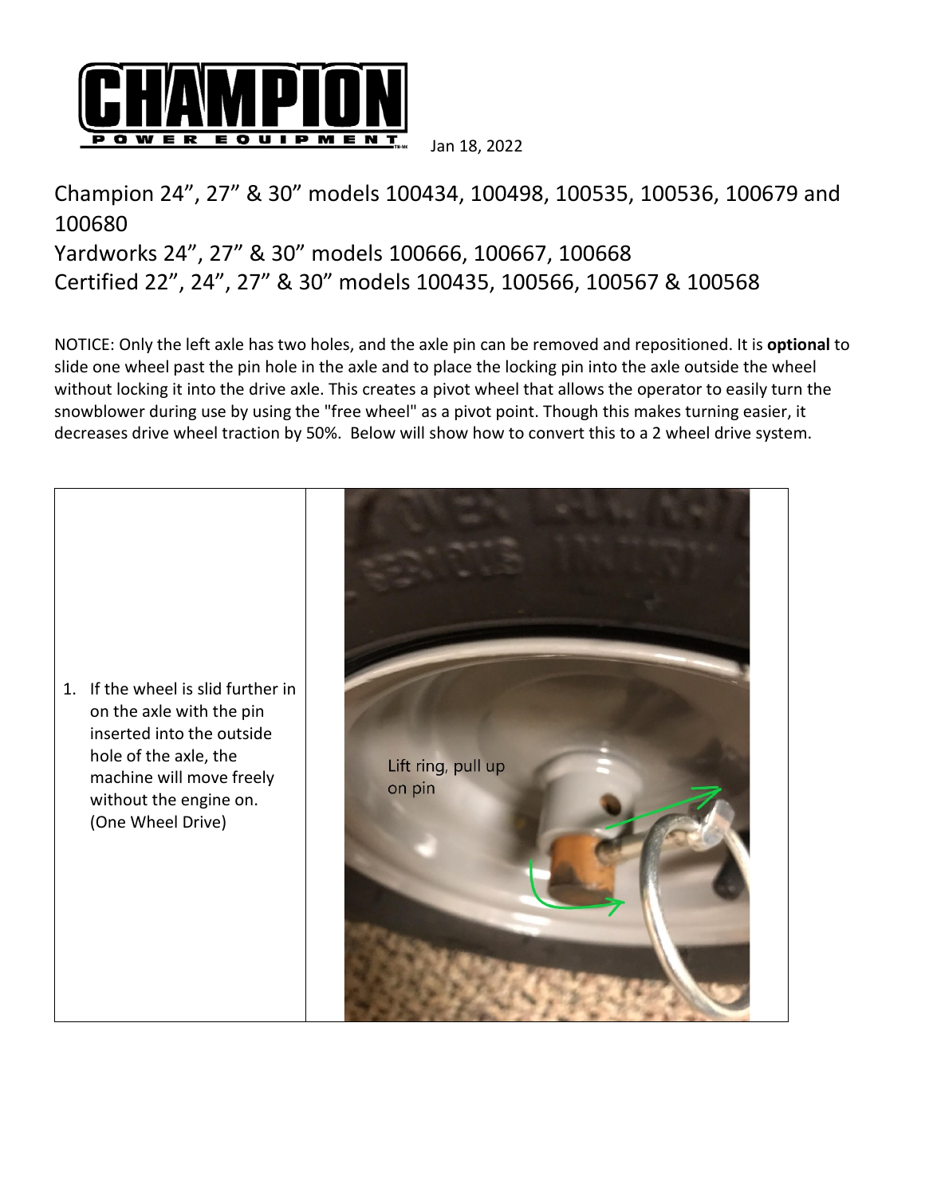Jan 18, 2022

# Champion 24", 27" & 30" models 100434, 100498, 100535, 100536, 100679 and 100680

# Yardworks 24", 27" & 30" models 100666, 100667, 100668

# Certified 22", 24", 27" & 30" models 100435, 100566, 100567 & 100568

NOTICE: Only the left axle has two holes, and the axle pin can be removed and repositioned. It is **optional** to slide one wheel past the pin hole in the axle and to place the locking pin into the axle outside the wheel without locking it into the drive axle. This creates a pivot wheel that allows the operator to easily turn the snowblower during use by using the "free wheel" as a pivot point. Though this makes turning easier, it decreases drive wheel traction by 50%. Below will show how to convert this to a 2 wheel drive system.

1. If the wheel is slid further in on the axle with the pin inserted into the outside hole of the axle, the machine will move freely without the engine on. (One Wheel Drive)

Lift ring, pull up on pin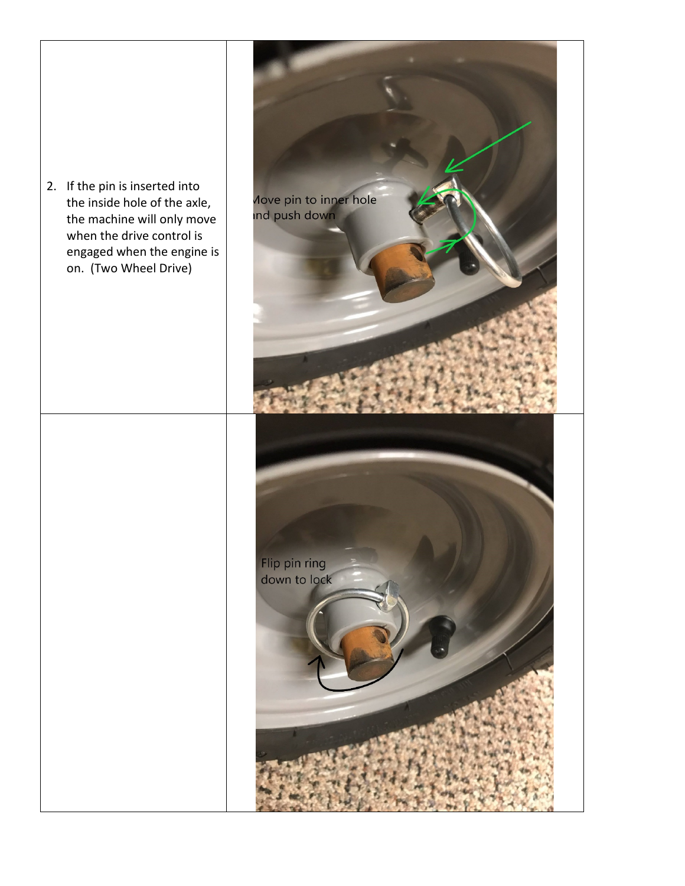2. If the pin is inserted into the inside hole of the axle, the machine will only move when the drive control is engaged when the engine is on. (Two Wheel Drive)

Move pin to inner hole and push down

Flip pin ring down to lock